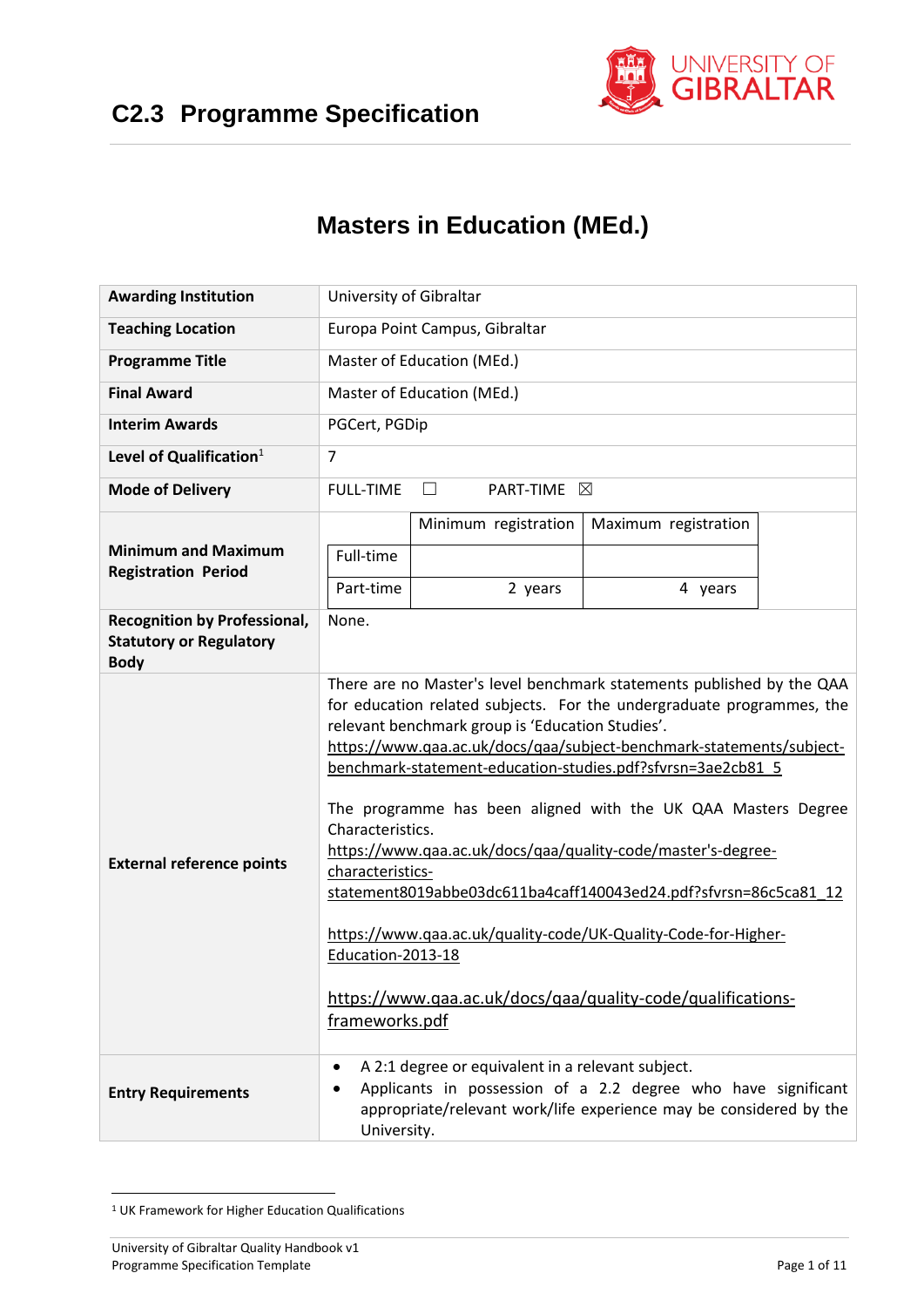# C2.3 Programme Specification

## Masters in Education (MEd.)

| | |
|---|---|
| **Awarding Institution** | University of Gibraltar |
| **Teaching Location** | Europa Point Campus, Gibraltar |
| **Programme Title** | Master of Education (MEd.) |
| **Final Award** | Master of Education (MEd.) |
| **Interim Awards** | PGCert, PGDip |
| **Level of Qualification**[1] | 7 |
| **Mode of Delivery** | FULL-TIME ☐ PART-TIME ☒ |
| **Minimum and Maximum Registration Period** | Full-time: Minimum registration – ; Maximum registration – <br> Part-time: Minimum registration 2 years; Maximum registration 4 years |
| **Recognition by Professional, Statutory or Regulatory Body** | None. |
| **External reference points** | There are no Master's level benchmark statements published by the QAA for education related subjects. For the undergraduate programmes, the relevant benchmark group is 'Education Studies'. https://www.qaa.ac.uk/docs/qaa/subject-benchmark-statements/subject-benchmark-statement-education-studies.pdf?sfvrsn=3ae2cb81_5 <br><br> The programme has been aligned with the UK QAA Masters Degree Characteristics. https://www.qaa.ac.uk/docs/qaa/quality-code/master's-degree-characteristics-statement8019abbe03dc611ba4caff140043ed24.pdf?sfvrsn=86c5ca81_12 <br><br> https://www.qaa.ac.uk/quality-code/UK-Quality-Code-for-Higher-Education-2013-18 <br><br> https://www.qaa.ac.uk/docs/qaa/quality-code/qualifications-frameworks.pdf |
| **Entry Requirements** | • A 2:1 degree or equivalent in a relevant subject. <br> • Applicants in possession of a 2.2 degree who have significant appropriate/relevant work/life experience may be considered by the University. |

[1] UK Framework for Higher Education Qualifications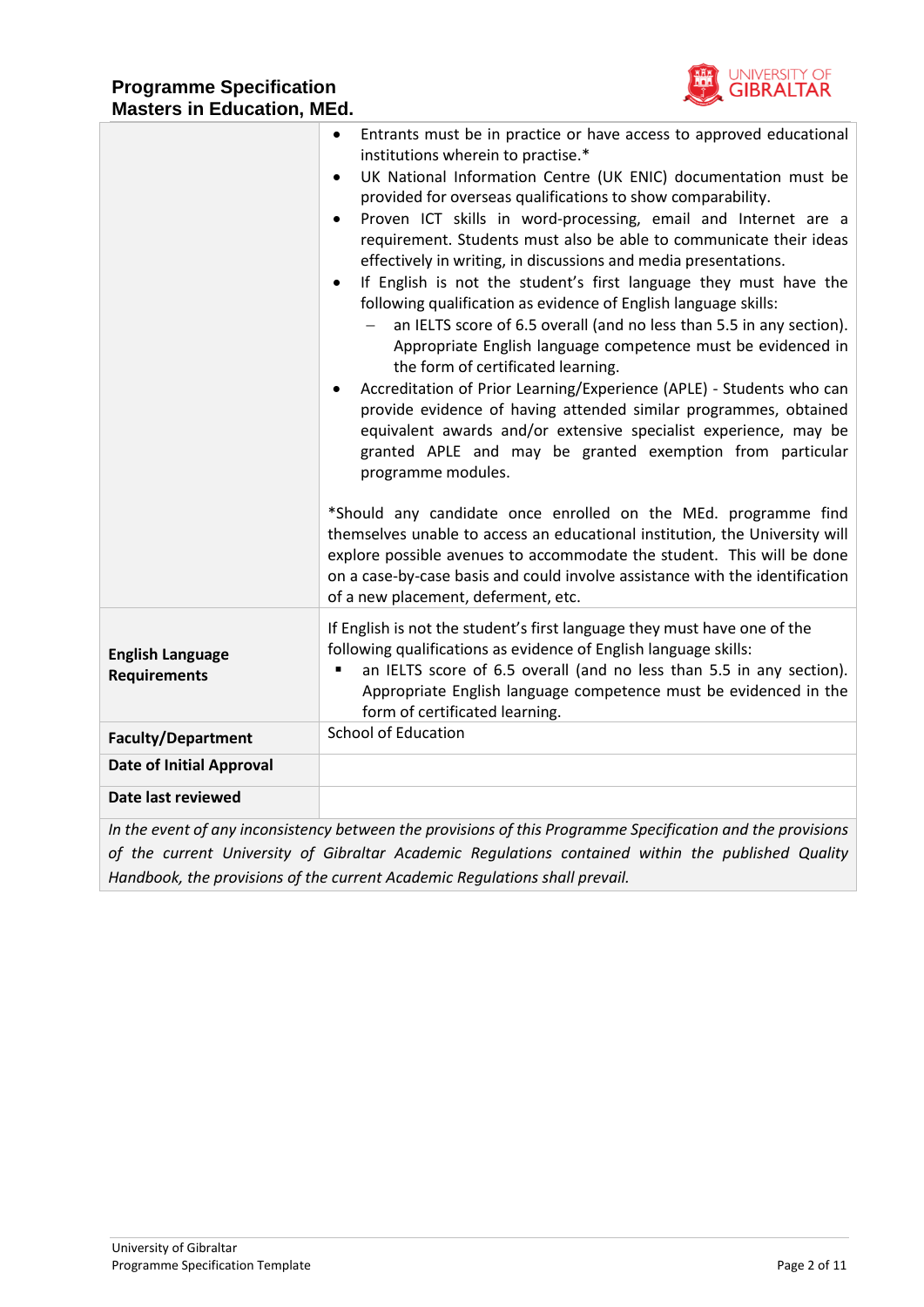| | |
|---|---|
| | • Entrants must be in practice or have access to approved educational institutions wherein to practise.*<br>• UK National Information Centre (UK ENIC) documentation must be provided for overseas qualifications to show comparability.<br>• Proven ICT skills in word-processing, email and Internet are a requirement. Students must also be able to communicate their ideas effectively in writing, in discussions and media presentations.<br>• If English is not the student's first language they must have the following qualification as evidence of English language skills:<br>  – an IELTS score of 6.5 overall (and no less than 5.5 in any section). Appropriate English language competence must be evidenced in the form of certificated learning.<br>• Accreditation of Prior Learning/Experience (APLE) - Students who can provide evidence of having attended similar programmes, obtained equivalent awards and/or extensive specialist experience, may be granted APLE and may be granted exemption from particular programme modules.<br><br>*Should any candidate once enrolled on the MEd. programme find themselves unable to access an educational institution, the University will explore possible avenues to accommodate the student. This will be done on a case-by-case basis and could involve assistance with the identification of a new placement, deferment, etc. |
| **English Language Requirements** | If English is not the student's first language they must have one of the following qualifications as evidence of English language skills:<br>▪ an IELTS score of 6.5 overall (and no less than 5.5 in any section). Appropriate English language competence must be evidenced in the form of certificated learning. |
| **Faculty/Department** | School of Education |
| **Date of Initial Approval** | |
| **Date last reviewed** | |

*In the event of any inconsistency between the provisions of this Programme Specification and the provisions of the current University of Gibraltar Academic Regulations contained within the published Quality Handbook, the provisions of the current Academic Regulations shall prevail.*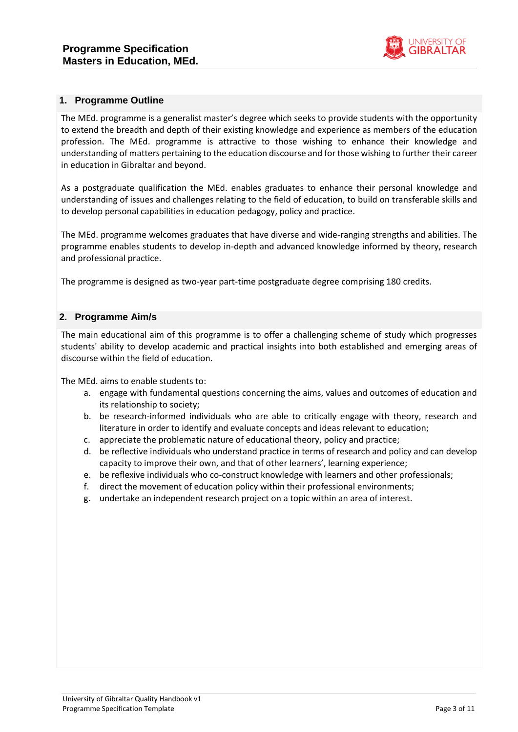## 1. Programme Outline

The MEd. programme is a generalist master's degree which seeks to provide students with the opportunity to extend the breadth and depth of their existing knowledge and experience as members of the education profession. The MEd. programme is attractive to those wishing to enhance their knowledge and understanding of matters pertaining to the education discourse and for those wishing to further their career in education in Gibraltar and beyond.

As a postgraduate qualification the MEd. enables graduates to enhance their personal knowledge and understanding of issues and challenges relating to the field of education, to build on transferable skills and to develop personal capabilities in education pedagogy, policy and practice.

The MEd. programme welcomes graduates that have diverse and wide-ranging strengths and abilities. The programme enables students to develop in-depth and advanced knowledge informed by theory, research and professional practice.

The programme is designed as two-year part-time postgraduate degree comprising 180 credits.

## 2. Programme Aim/s

The main educational aim of this programme is to offer a challenging scheme of study which progresses students' ability to develop academic and practical insights into both established and emerging areas of discourse within the field of education.

The MEd. aims to enable students to:

a. engage with fundamental questions concerning the aims, values and outcomes of education and its relationship to society;
b. be research-informed individuals who are able to critically engage with theory, research and literature in order to identify and evaluate concepts and ideas relevant to education;
c. appreciate the problematic nature of educational theory, policy and practice;
d. be reflective individuals who understand practice in terms of research and policy and can develop capacity to improve their own, and that of other learners', learning experience;
e. be reflexive individuals who co-construct knowledge with learners and other professionals;
f. direct the movement of education policy within their professional environments;
g. undertake an independent research project on a topic within an area of interest.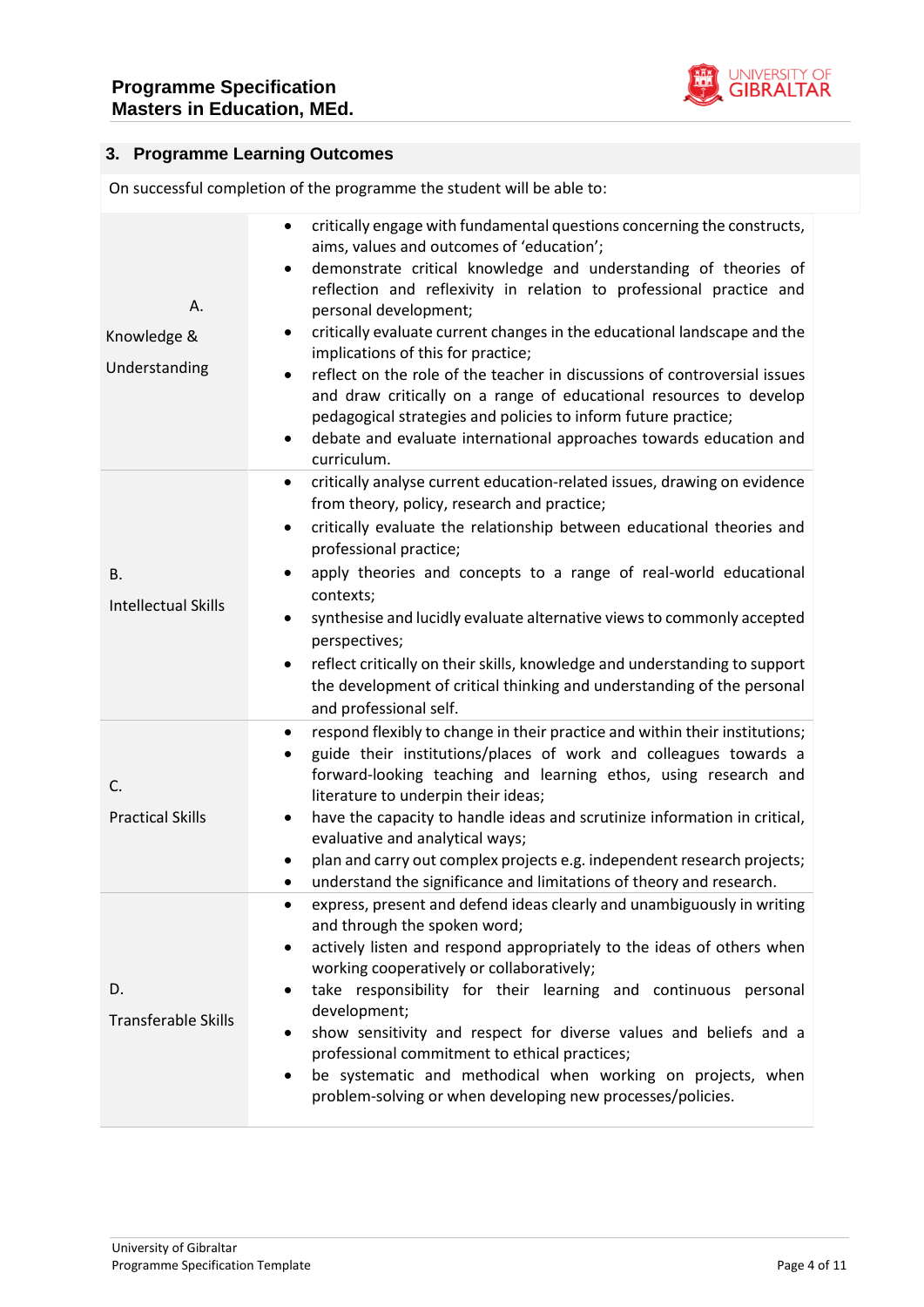## 3. Programme Learning Outcomes

On successful completion of the programme the student will be able to:

| | |
|---|---|
| A. Knowledge & Understanding | • critically engage with fundamental questions concerning the constructs, aims, values and outcomes of 'education';<br>• demonstrate critical knowledge and understanding of theories of reflection and reflexivity in relation to professional practice and personal development;<br>• critically evaluate current changes in the educational landscape and the implications of this for practice;<br>• reflect on the role of the teacher in discussions of controversial issues and draw critically on a range of educational resources to develop pedagogical strategies and policies to inform future practice;<br>• debate and evaluate international approaches towards education and curriculum. |
| B. Intellectual Skills | • critically analyse current education-related issues, drawing on evidence from theory, policy, research and practice;<br>• critically evaluate the relationship between educational theories and professional practice;<br>• apply theories and concepts to a range of real-world educational contexts;<br>• synthesise and lucidly evaluate alternative views to commonly accepted perspectives;<br>• reflect critically on their skills, knowledge and understanding to support the development of critical thinking and understanding of the personal and professional self. |
| C. Practical Skills | • respond flexibly to change in their practice and within their institutions;<br>• guide their institutions/places of work and colleagues towards a forward-looking teaching and learning ethos, using research and literature to underpin their ideas;<br>• have the capacity to handle ideas and scrutinize information in critical, evaluative and analytical ways;<br>• plan and carry out complex projects e.g. independent research projects;<br>• understand the significance and limitations of theory and research. |
| D. Transferable Skills | • express, present and defend ideas clearly and unambiguously in writing and through the spoken word;<br>• actively listen and respond appropriately to the ideas of others when working cooperatively or collaboratively;<br>• take responsibility for their learning and continuous personal development;<br>• show sensitivity and respect for diverse values and beliefs and a professional commitment to ethical practices;<br>• be systematic and methodical when working on projects, when problem-solving or when developing new processes/policies. |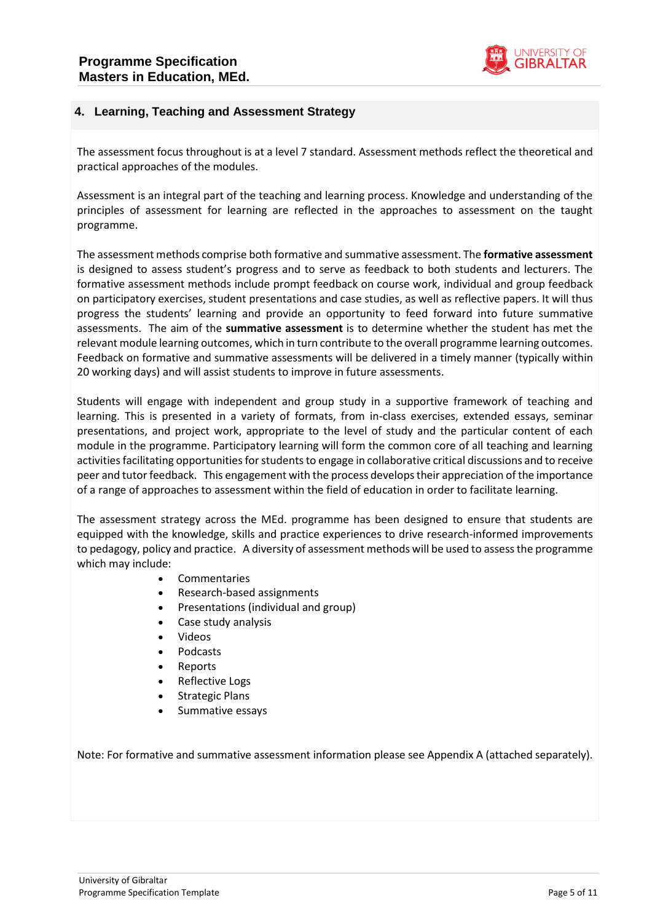## 4. Learning, Teaching and Assessment Strategy

The assessment focus throughout is at a level 7 standard. Assessment methods reflect the theoretical and practical approaches of the modules.

Assessment is an integral part of the teaching and learning process. Knowledge and understanding of the principles of assessment for learning are reflected in the approaches to assessment on the taught programme.

The assessment methods comprise both formative and summative assessment. The **formative assessment** is designed to assess student's progress and to serve as feedback to both students and lecturers. The formative assessment methods include prompt feedback on course work, individual and group feedback on participatory exercises, student presentations and case studies, as well as reflective papers. It will thus progress the students' learning and provide an opportunity to feed forward into future summative assessments. The aim of the **summative assessment** is to determine whether the student has met the relevant module learning outcomes, which in turn contribute to the overall programme learning outcomes. Feedback on formative and summative assessments will be delivered in a timely manner (typically within 20 working days) and will assist students to improve in future assessments.

Students will engage with independent and group study in a supportive framework of teaching and learning. This is presented in a variety of formats, from in-class exercises, extended essays, seminar presentations, and project work, appropriate to the level of study and the particular content of each module in the programme. Participatory learning will form the common core of all teaching and learning activities facilitating opportunities for students to engage in collaborative critical discussions and to receive peer and tutor feedback. This engagement with the process develops their appreciation of the importance of a range of approaches to assessment within the field of education in order to facilitate learning.

The assessment strategy across the MEd. programme has been designed to ensure that students are equipped with the knowledge, skills and practice experiences to drive research-informed improvements to pedagogy, policy and practice. A diversity of assessment methods will be used to assess the programme which may include:

- Commentaries
- Research-based assignments
- Presentations (individual and group)
- Case study analysis
- Videos
- Podcasts
- Reports
- Reflective Logs
- Strategic Plans
- Summative essays

Note: For formative and summative assessment information please see Appendix A (attached separately).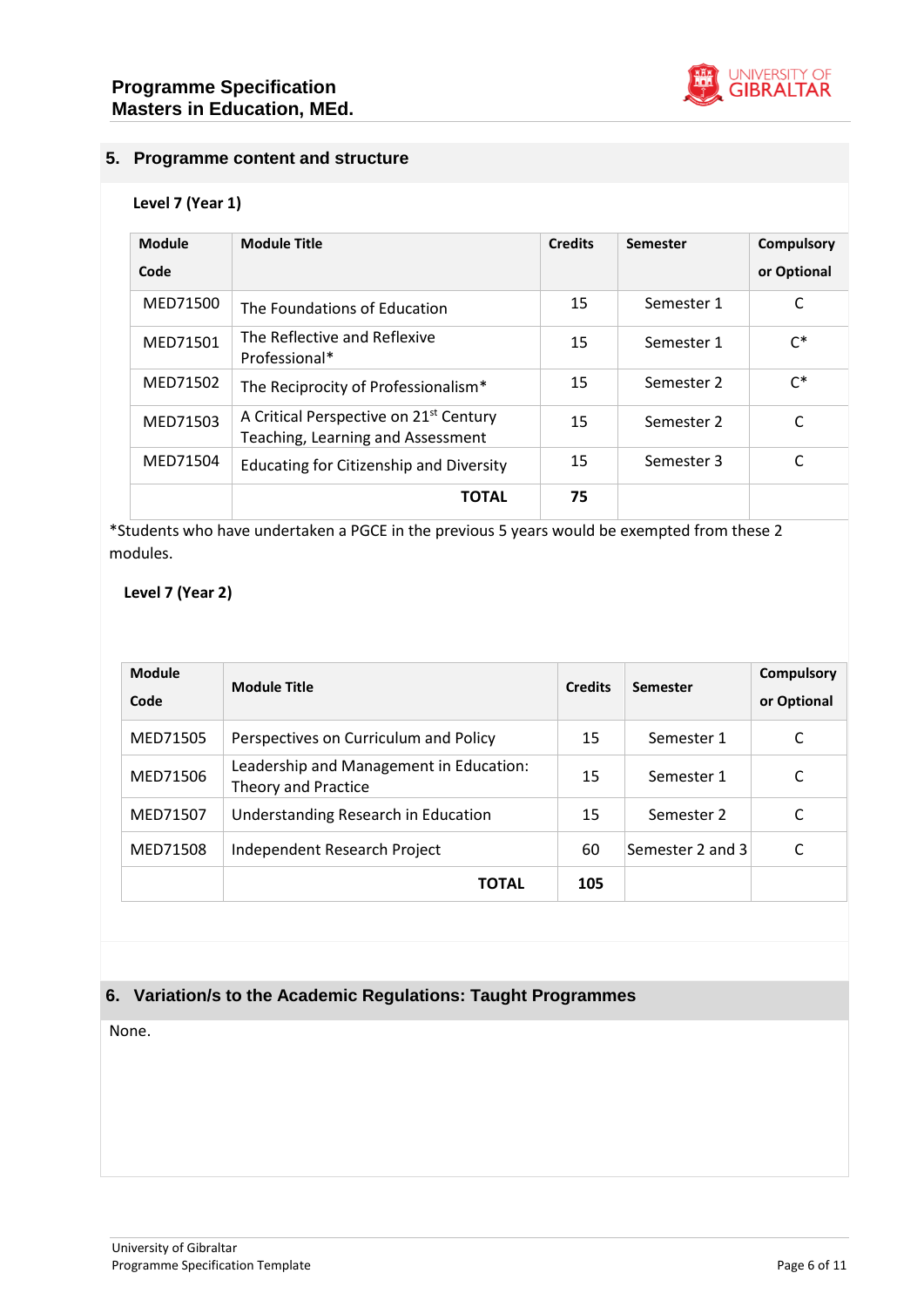## 5. Programme content and structure

**Level 7 (Year 1)**

| Module Code | Module Title | Credits | Semester | Compulsory or Optional |
|---|---|---|---|---|
| MED71500 | The Foundations of Education | 15 | Semester 1 | C |
| MED71501 | The Reflective and Reflexive Professional* | 15 | Semester 1 | C* |
| MED71502 | The Reciprocity of Professionalism* | 15 | Semester 2 | C* |
| MED71503 | A Critical Perspective on 21st Century Teaching, Learning and Assessment | 15 | Semester 2 | C |
| MED71504 | Educating for Citizenship and Diversity | 15 | Semester 3 | C |
| | **TOTAL** | **75** | | |

*Students who have undertaken a PGCE in the previous 5 years would be exempted from these 2 modules.

**Level 7 (Year 2)**

| Module Code | Module Title | Credits | Semester | Compulsory or Optional |
|---|---|---|---|---|
| MED71505 | Perspectives on Curriculum and Policy | 15 | Semester 1 | C |
| MED71506 | Leadership and Management in Education: Theory and Practice | 15 | Semester 1 | C |
| MED71507 | Understanding Research in Education | 15 | Semester 2 | C |
| MED71508 | Independent Research Project | 60 | Semester 2 and 3 | C |
| | **TOTAL** | **105** | | |

## 6. Variation/s to the Academic Regulations: Taught Programmes

None.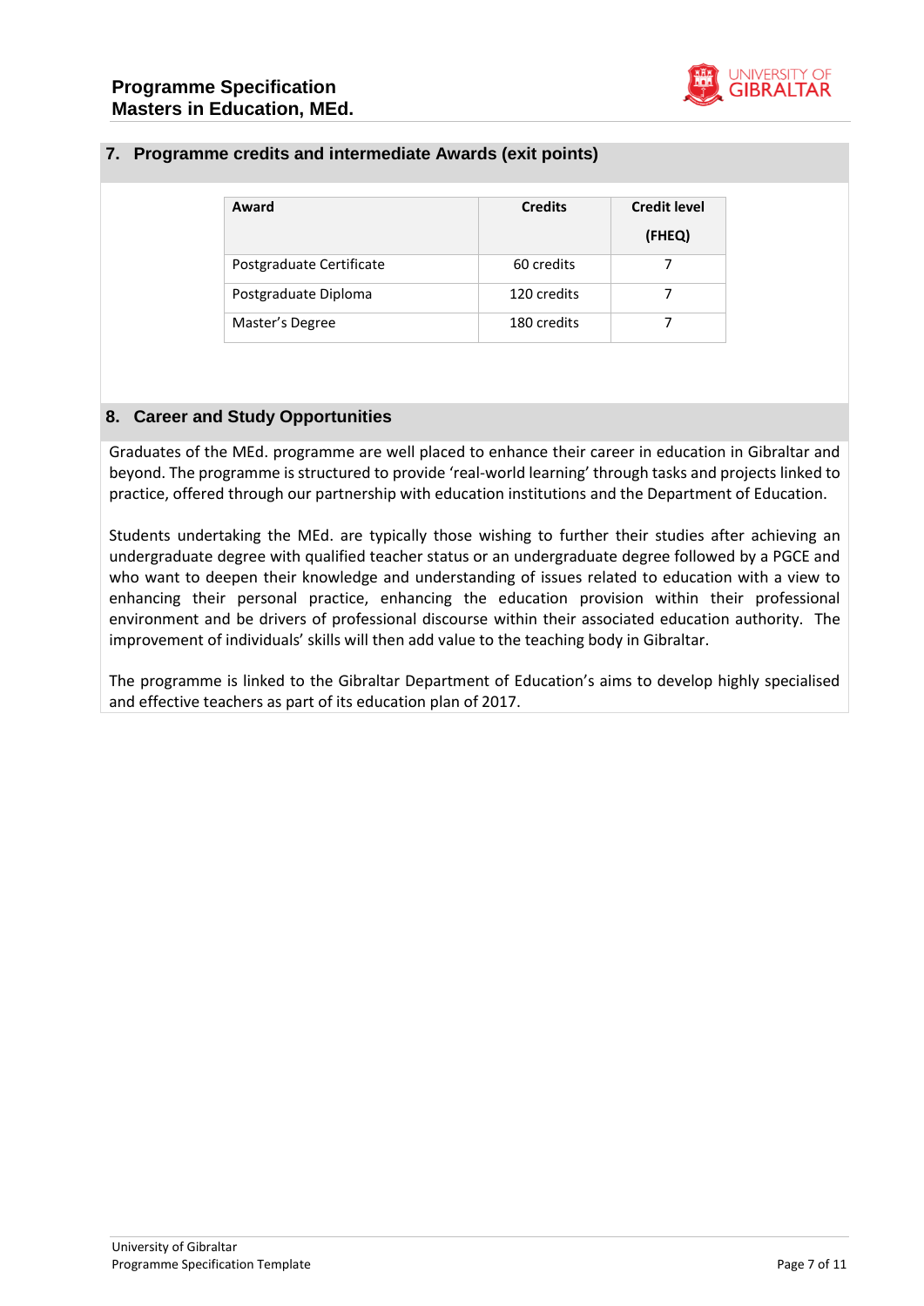## 7. Programme credits and intermediate Awards (exit points)

| Award | Credits | Credit level (FHEQ) |
|---|---|---|
| Postgraduate Certificate | 60 credits | 7 |
| Postgraduate Diploma | 120 credits | 7 |
| Master's Degree | 180 credits | 7 |

## 8. Career and Study Opportunities

Graduates of the MEd. programme are well placed to enhance their career in education in Gibraltar and beyond. The programme is structured to provide 'real-world learning' through tasks and projects linked to practice, offered through our partnership with education institutions and the Department of Education.

Students undertaking the MEd. are typically those wishing to further their studies after achieving an undergraduate degree with qualified teacher status or an undergraduate degree followed by a PGCE and who want to deepen their knowledge and understanding of issues related to education with a view to enhancing their personal practice, enhancing the education provision within their professional environment and be drivers of professional discourse within their associated education authority. The improvement of individuals' skills will then add value to the teaching body in Gibraltar.

The programme is linked to the Gibraltar Department of Education's aims to develop highly specialised and effective teachers as part of its education plan of 2017.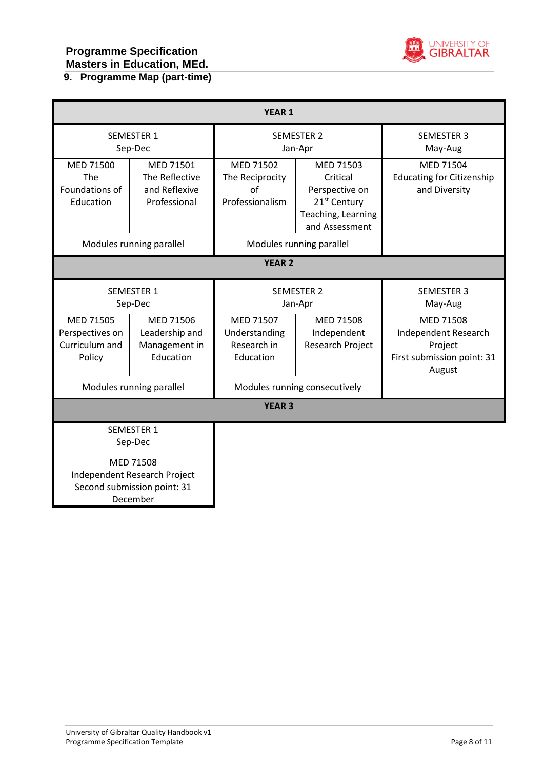## 9. Programme Map (part-time)

| YEAR 1 | | | | |
|---|---|---|---|---|
| SEMESTER 1 Sep-Dec | | SEMESTER 2 Jan-Apr | | SEMESTER 3 May-Aug |
| MED 71500 The Foundations of Education | MED 71501 The Reflective and Reflexive Professional | MED 71502 The Reciprocity of Professionalism | MED 71503 Critical Perspective on 21st Century Teaching, Learning and Assessment | MED 71504 Educating for Citizenship and Diversity |
| Modules running parallel | | Modules running parallel | | |
| **YEAR 2** | | | | |
| SEMESTER 1 Sep-Dec | | SEMESTER 2 Jan-Apr | | SEMESTER 3 May-Aug |
| MED 71505 Perspectives on Curriculum and Policy | MED 71506 Leadership and Management in Education | MED 71507 Understanding Research in Education | MED 71508 Independent Research Project | MED 71508 Independent Research Project First submission point: 31 August |
| Modules running parallel | | Modules running consecutively | | |
| **YEAR 3** | | | | |
| SEMESTER 1 Sep-Dec | | | | |
| MED 71508 Independent Research Project Second submission point: 31 December | | | | |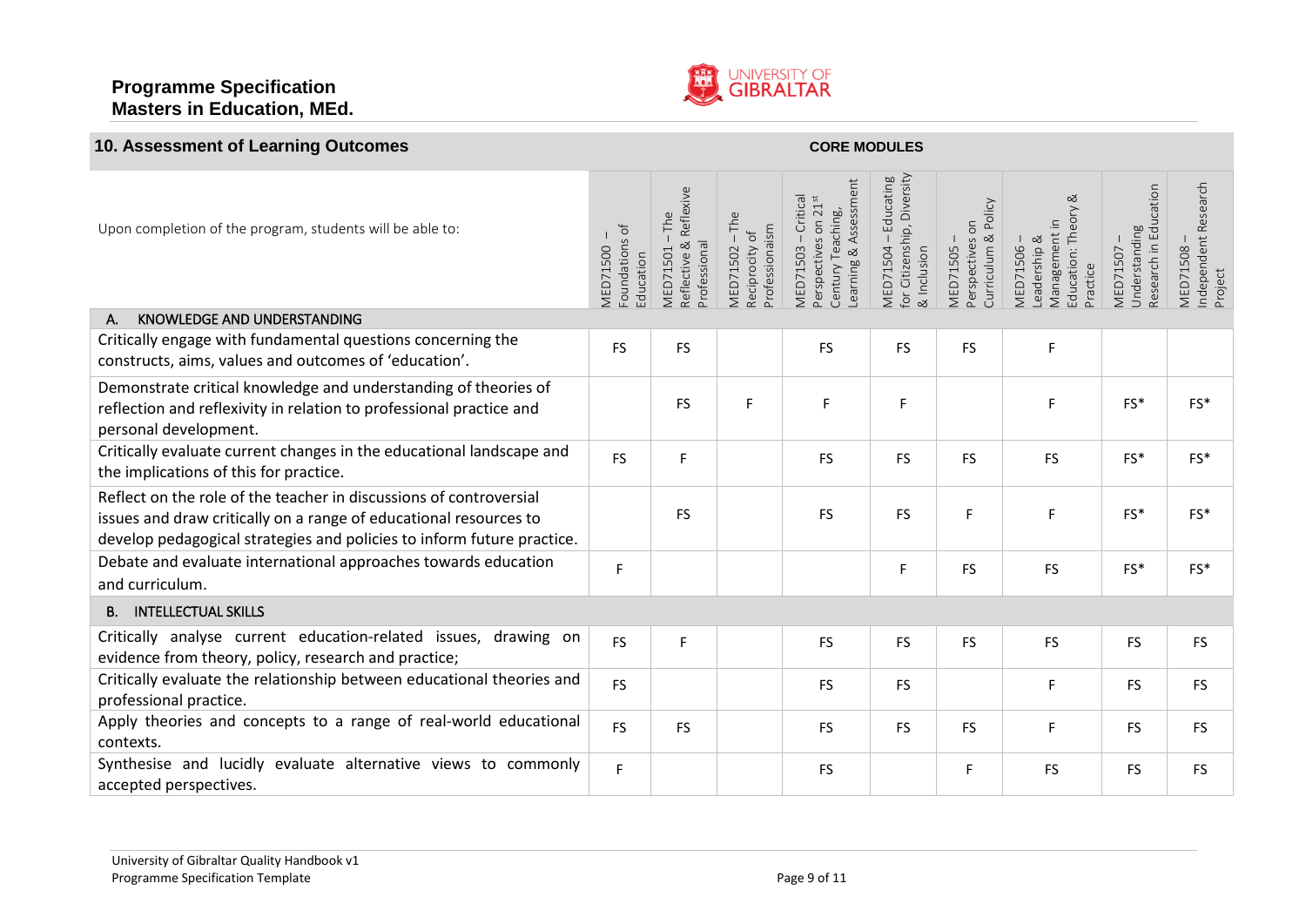## 10. Assessment of Learning Outcomes

**CORE MODULES**

| Upon completion of the program, students will be able to: | MED71500 – Foundations of Education | MED71501 – The Reflective & Reflexive Professional | MED71502 – The Reciprocity of Professionalism | MED71503 – Critical Perspectives on 21st Century Teaching, Learning & Assessment | MED71504 – Educating for Citizenship, Diversity & Inclusion | MED71505 – Perspectives on Curriculum & Policy | MED71506 – Leadership & Management in Education: Theory & Practice | MED71507 – Understanding Research in Education | MED71508 – Independent Research Project |
|---|---|---|---|---|---|---|---|---|---|
| **A. KNOWLEDGE AND UNDERSTANDING** | | | | | | | | | |
| Critically engage with fundamental questions concerning the constructs, aims, values and outcomes of 'education'. | FS | FS | | FS | FS | FS | F | | |
| Demonstrate critical knowledge and understanding of theories of reflection and reflexivity in relation to professional practice and personal development. | | FS | F | F | F | | F | FS* | FS* |
| Critically evaluate current changes in the educational landscape and the implications of this for practice. | FS | F | | FS | FS | FS | FS | FS* | FS* |
| Reflect on the role of the teacher in discussions of controversial issues and draw critically on a range of educational resources to develop pedagogical strategies and policies to inform future practice. | | FS | | FS | FS | F | F | FS* | FS* |
| Debate and evaluate international approaches towards education and curriculum. | F | | | | F | FS | FS | FS* | FS* |
| **B. INTELLECTUAL SKILLS** | | | | | | | | | |
| Critically analyse current education-related issues, drawing on evidence from theory, policy, research and practice; | FS | F | | FS | FS | FS | FS | FS | FS |
| Critically evaluate the relationship between educational theories and professional practice. | FS | | | FS | FS | | F | FS | FS |
| Apply theories and concepts to a range of real-world educational contexts. | FS | FS | | FS | FS | FS | F | FS | FS |
| Synthesise and lucidly evaluate alternative views to commonly accepted perspectives. | F | | | FS | | F | FS | FS | FS |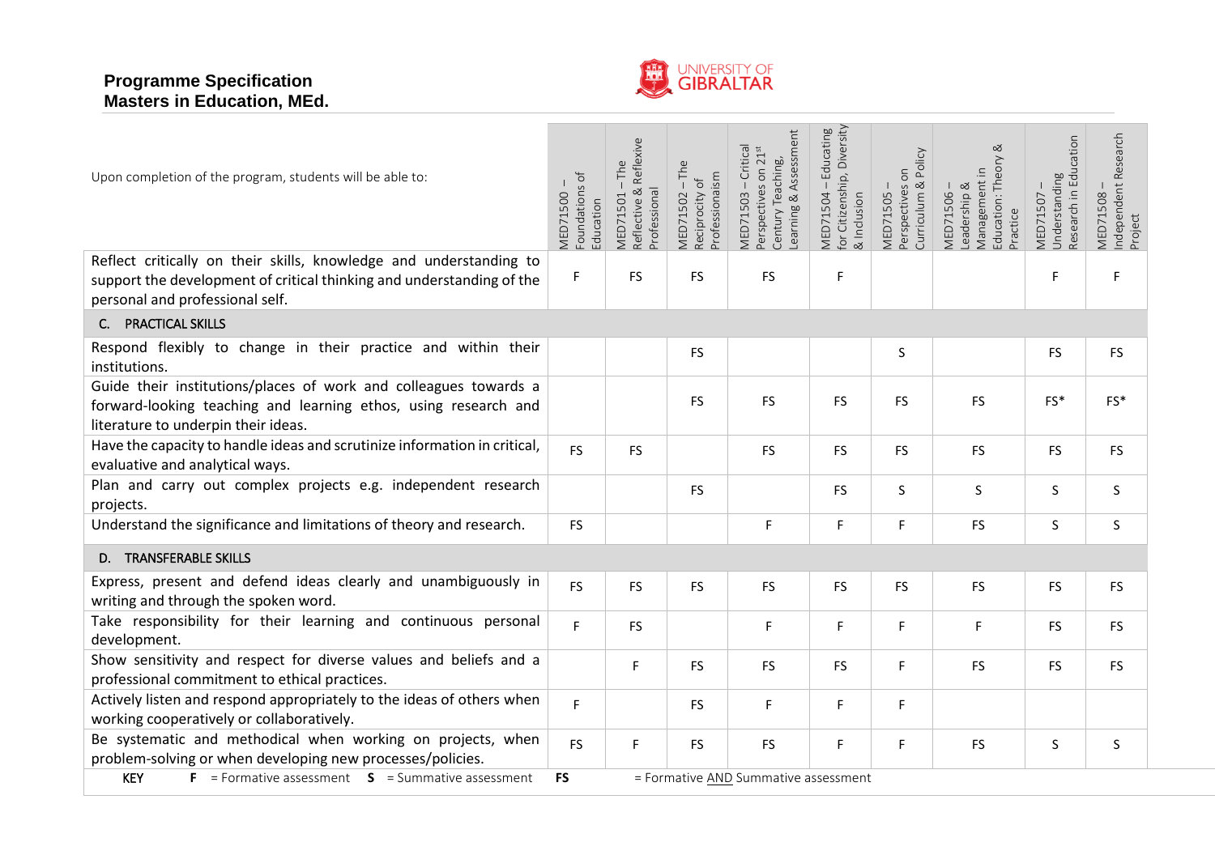**Programme Specification**
**Masters in Education, MEd.**

| Upon completion of the program, students will be able to: | MED71500 – Foundations of Education | MED71501 – The Reflective & Reflexive Professional | MED71502 – The Reciprocity of Professionaism | MED71503 – Critical Perspectives on 21st Century Teaching, Learning & Assessment | MED71504 – Educating for Citizenship, Diversity & Inclusion | MED71505 – Perspectives on Curriculum & Policy | MED71506 – Leadership & Management in Education: Theory & Practice | MED71507 – Understanding Research in Education | MED71508 – Independent Research Project |
|---|---|---|---|---|---|---|---|---|---|
| Reflect critically on their skills, knowledge and understanding to support the development of critical thinking and understanding of the personal and professional self. | F | FS | FS | FS | F | | | F | F |
| **C. PRACTICAL SKILLS** | | | | | | | | | |
| Respond flexibly to change in their practice and within their institutions. | | | FS | | | S | | FS | FS |
| Guide their institutions/places of work and colleagues towards a forward-looking teaching and learning ethos, using research and literature to underpin their ideas. | | | FS | FS | FS | FS | FS | FS* | FS* |
| Have the capacity to handle ideas and scrutinize information in critical, evaluative and analytical ways. | FS | FS | | FS | FS | FS | FS | FS | FS |
| Plan and carry out complex projects e.g. independent research projects. | | | FS | | FS | S | S | S | S |
| Understand the significance and limitations of theory and research. | FS | | | F | F | F | FS | S | S |
| **D. TRANSFERABLE SKILLS** | | | | | | | | | |
| Express, present and defend ideas clearly and unambiguously in writing and through the spoken word. | FS | FS | FS | FS | FS | FS | FS | FS | FS |
| Take responsibility for their learning and continuous personal development. | F | FS | | F | F | F | F | FS | FS |
| Show sensitivity and respect for diverse values and beliefs and a professional commitment to ethical practices. | | F | FS | FS | FS | F | FS | FS | FS |
| Actively listen and respond appropriately to the ideas of others when working cooperatively or collaboratively. | F | | FS | F | F | F | | | |
| Be systematic and methodical when working on projects, when problem-solving or when developing new processes/policies. | FS | F | FS | FS | F | F | FS | S | S |

**KEY** **F** = Formative assessment **S** = Summative assessment **FS** = Formative AND Summative assessment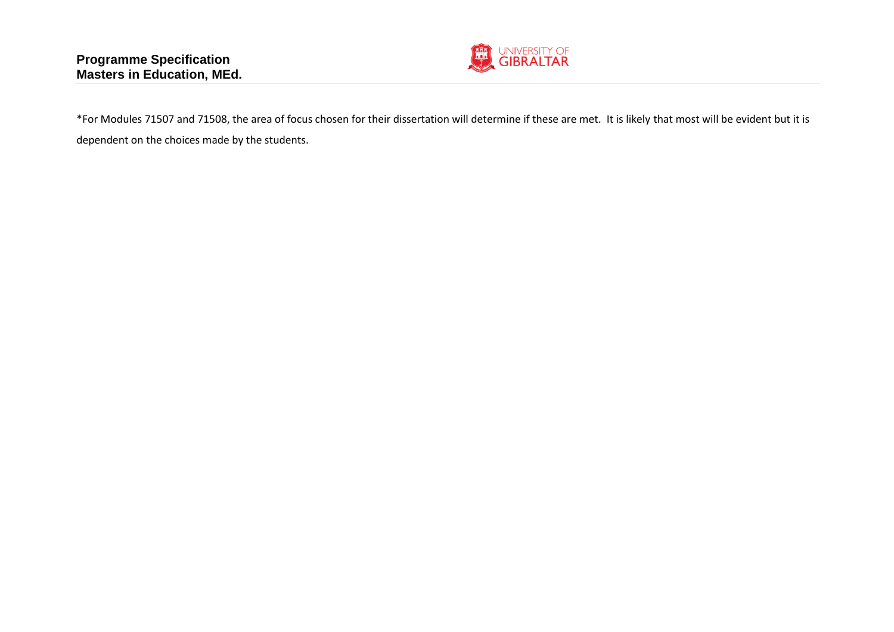*For Modules 71507 and 71508, the area of focus chosen for their dissertation will determine if these are met. It is likely that most will be evident but it is dependent on the choices made by the students.